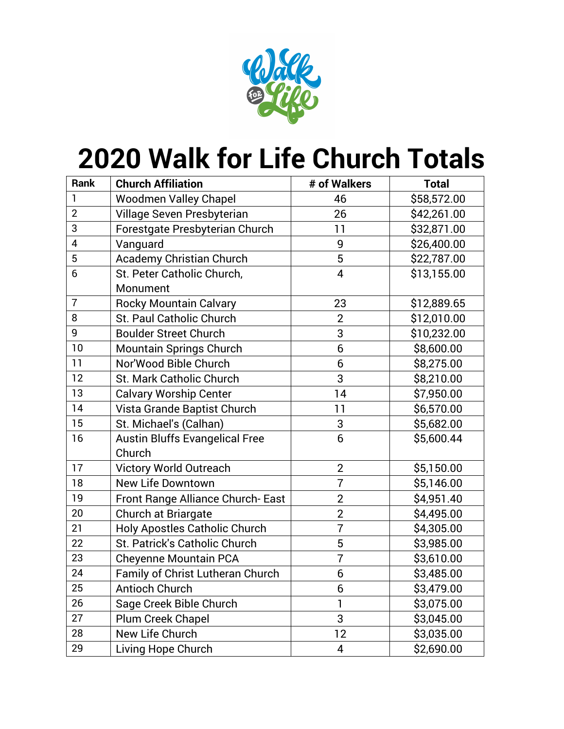# 2020 Walk for Life Church Totals

| Rank | Church Affiliation | # of Walkers | Total |
|---|---|---|---|
| 1 | Woodmen Valley Chapel | 46 | $58,572.00 |
| 2 | Village Seven Presbyterian | 26 | $42,261.00 |
| 3 | Forestgate Presbyterian Church | 11 | $32,871.00 |
| 4 | Vanguard | 9 | $26,400.00 |
| 5 | Academy Christian Church | 5 | $22,787.00 |
| 6 | St. Peter Catholic Church, Monument | 4 | $13,155.00 |
| 7 | Rocky Mountain Calvary | 23 | $12,889.65 |
| 8 | St. Paul Catholic Church | 2 | $12,010.00 |
| 9 | Boulder Street Church | 3 | $10,232.00 |
| 10 | Mountain Springs Church | 6 | $8,600.00 |
| 11 | Nor'Wood Bible Church | 6 | $8,275.00 |
| 12 | St. Mark Catholic Church | 3 | $8,210.00 |
| 13 | Calvary Worship Center | 14 | $7,950.00 |
| 14 | Vista Grande Baptist Church | 11 | $6,570.00 |
| 15 | St. Michael's (Calhan) | 3 | $5,682.00 |
| 16 | Austin Bluffs Evangelical Free Church | 6 | $5,600.44 |
| 17 | Victory World Outreach | 2 | $5,150.00 |
| 18 | New Life Downtown | 7 | $5,146.00 |
| 19 | Front Range Alliance Church- East | 2 | $4,951.40 |
| 20 | Church at Briargate | 2 | $4,495.00 |
| 21 | Holy Apostles Catholic Church | 7 | $4,305.00 |
| 22 | St. Patrick's Catholic Church | 5 | $3,985.00 |
| 23 | Cheyenne Mountain PCA | 7 | $3,610.00 |
| 24 | Family of Christ Lutheran Church | 6 | $3,485.00 |
| 25 | Antioch Church | 6 | $3,479.00 |
| 26 | Sage Creek Bible Church | 1 | $3,075.00 |
| 27 | Plum Creek Chapel | 3 | $3,045.00 |
| 28 | New Life Church | 12 | $3,035.00 |
| 29 | Living Hope Church | 4 | $2,690.00 |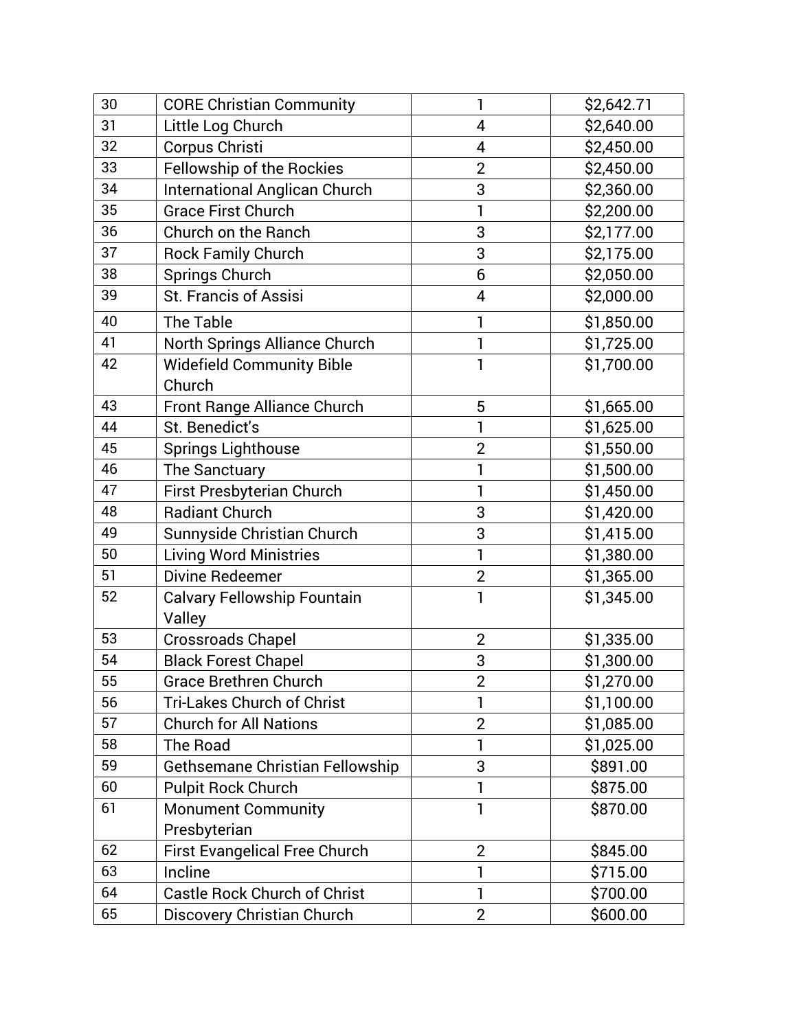| 30 | CORE Christian Community | 1 | $2,642.71 |
|---|---|---|---|
| 31 | Little Log Church | 4 | $2,640.00 |
| 32 | Corpus Christi | 4 | $2,450.00 |
| 33 | Fellowship of the Rockies | 2 | $2,450.00 |
| 34 | International Anglican Church | 3 | $2,360.00 |
| 35 | Grace First Church | 1 | $2,200.00 |
| 36 | Church on the Ranch | 3 | $2,177.00 |
| 37 | Rock Family Church | 3 | $2,175.00 |
| 38 | Springs Church | 6 | $2,050.00 |
| 39 | St. Francis of Assisi | 4 | $2,000.00 |
| 40 | The Table | 1 | $1,850.00 |
| 41 | North Springs Alliance Church | 1 | $1,725.00 |
| 42 | Widefield Community Bible Church | 1 | $1,700.00 |
| 43 | Front Range Alliance Church | 5 | $1,665.00 |
| 44 | St. Benedict's | 1 | $1,625.00 |
| 45 | Springs Lighthouse | 2 | $1,550.00 |
| 46 | The Sanctuary | 1 | $1,500.00 |
| 47 | First Presbyterian Church | 1 | $1,450.00 |
| 48 | Radiant Church | 3 | $1,420.00 |
| 49 | Sunnyside Christian Church | 3 | $1,415.00 |
| 50 | Living Word Ministries | 1 | $1,380.00 |
| 51 | Divine Redeemer | 2 | $1,365.00 |
| 52 | Calvary Fellowship Fountain Valley | 1 | $1,345.00 |
| 53 | Crossroads Chapel | 2 | $1,335.00 |
| 54 | Black Forest Chapel | 3 | $1,300.00 |
| 55 | Grace Brethren Church | 2 | $1,270.00 |
| 56 | Tri-Lakes Church of Christ | 1 | $1,100.00 |
| 57 | Church for All Nations | 2 | $1,085.00 |
| 58 | The Road | 1 | $1,025.00 |
| 59 | Gethsemane Christian Fellowship | 3 | $891.00 |
| 60 | Pulpit Rock Church | 1 | $875.00 |
| 61 | Monument Community Presbyterian | 1 | $870.00 |
| 62 | First Evangelical Free Church | 2 | $845.00 |
| 63 | Incline | 1 | $715.00 |
| 64 | Castle Rock Church of Christ | 1 | $700.00 |
| 65 | Discovery Christian Church | 2 | $600.00 |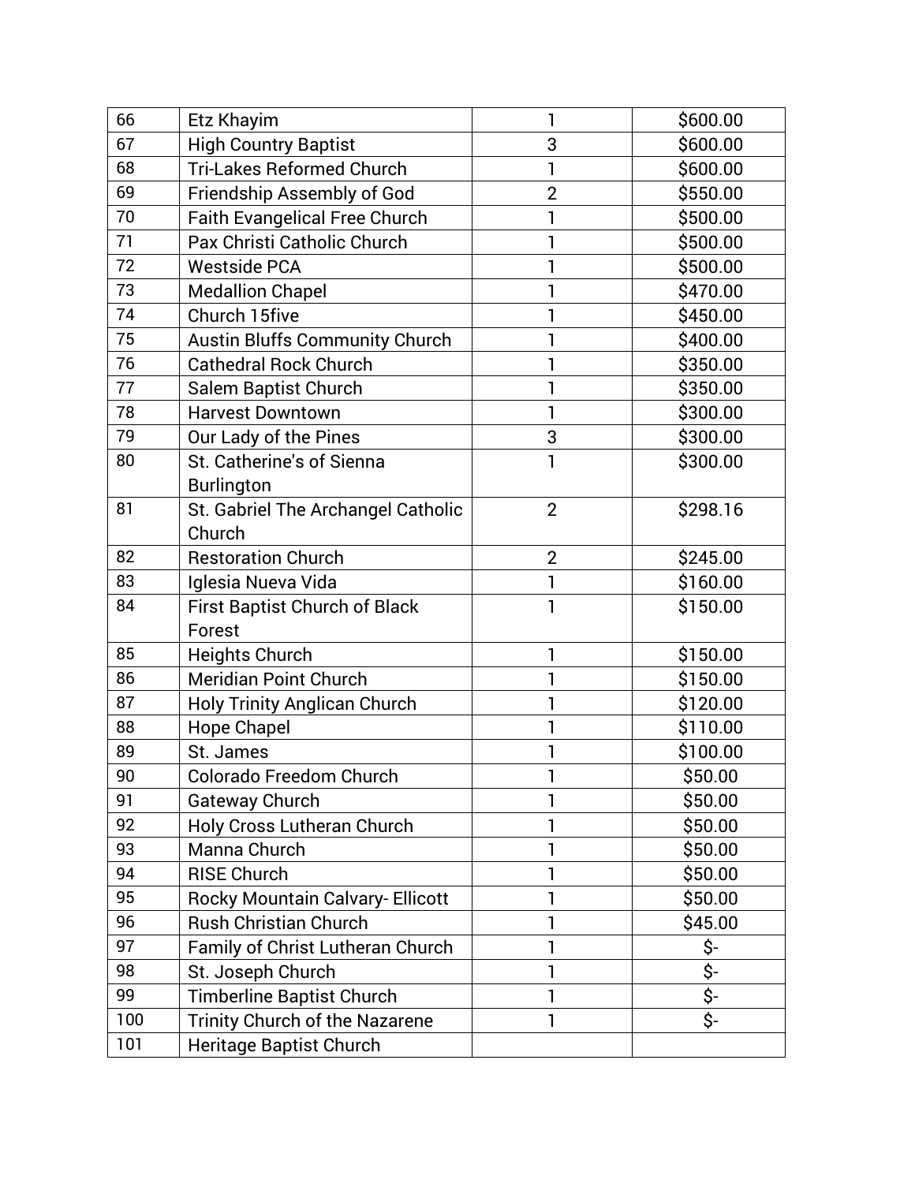| | | | |
|---|---|---|---|
| 66 | Etz Khayim | 1 | $600.00 |
| 67 | High Country Baptist | 3 | $600.00 |
| 68 | Tri-Lakes Reformed Church | 1 | $600.00 |
| 69 | Friendship Assembly of God | 2 | $550.00 |
| 70 | Faith Evangelical Free Church | 1 | $500.00 |
| 71 | Pax Christi Catholic Church | 1 | $500.00 |
| 72 | Westside PCA | 1 | $500.00 |
| 73 | Medallion Chapel | 1 | $470.00 |
| 74 | Church 15five | 1 | $450.00 |
| 75 | Austin Bluffs Community Church | 1 | $400.00 |
| 76 | Cathedral Rock Church | 1 | $350.00 |
| 77 | Salem Baptist Church | 1 | $350.00 |
| 78 | Harvest Downtown | 1 | $300.00 |
| 79 | Our Lady of the Pines | 3 | $300.00 |
| 80 | St. Catherine's of Sienna Burlington | 1 | $300.00 |
| 81 | St. Gabriel The Archangel Catholic Church | 2 | $298.16 |
| 82 | Restoration Church | 2 | $245.00 |
| 83 | Iglesia Nueva Vida | 1 | $160.00 |
| 84 | First Baptist Church of Black Forest | 1 | $150.00 |
| 85 | Heights Church | 1 | $150.00 |
| 86 | Meridian Point Church | 1 | $150.00 |
| 87 | Holy Trinity Anglican Church | 1 | $120.00 |
| 88 | Hope Chapel | 1 | $110.00 |
| 89 | St. James | 1 | $100.00 |
| 90 | Colorado Freedom Church | 1 | $50.00 |
| 91 | Gateway Church | 1 | $50.00 |
| 92 | Holy Cross Lutheran Church | 1 | $50.00 |
| 93 | Manna Church | 1 | $50.00 |
| 94 | RISE Church | 1 | $50.00 |
| 95 | Rocky Mountain Calvary- Ellicott | 1 | $50.00 |
| 96 | Rush Christian Church | 1 | $45.00 |
| 97 | Family of Christ Lutheran Church | 1 | $- |
| 98 | St. Joseph Church | 1 | $- |
| 99 | Timberline Baptist Church | 1 | $- |
| 100 | Trinity Church of the Nazarene | 1 | $- |
| 101 | Heritage Baptist Church | | |